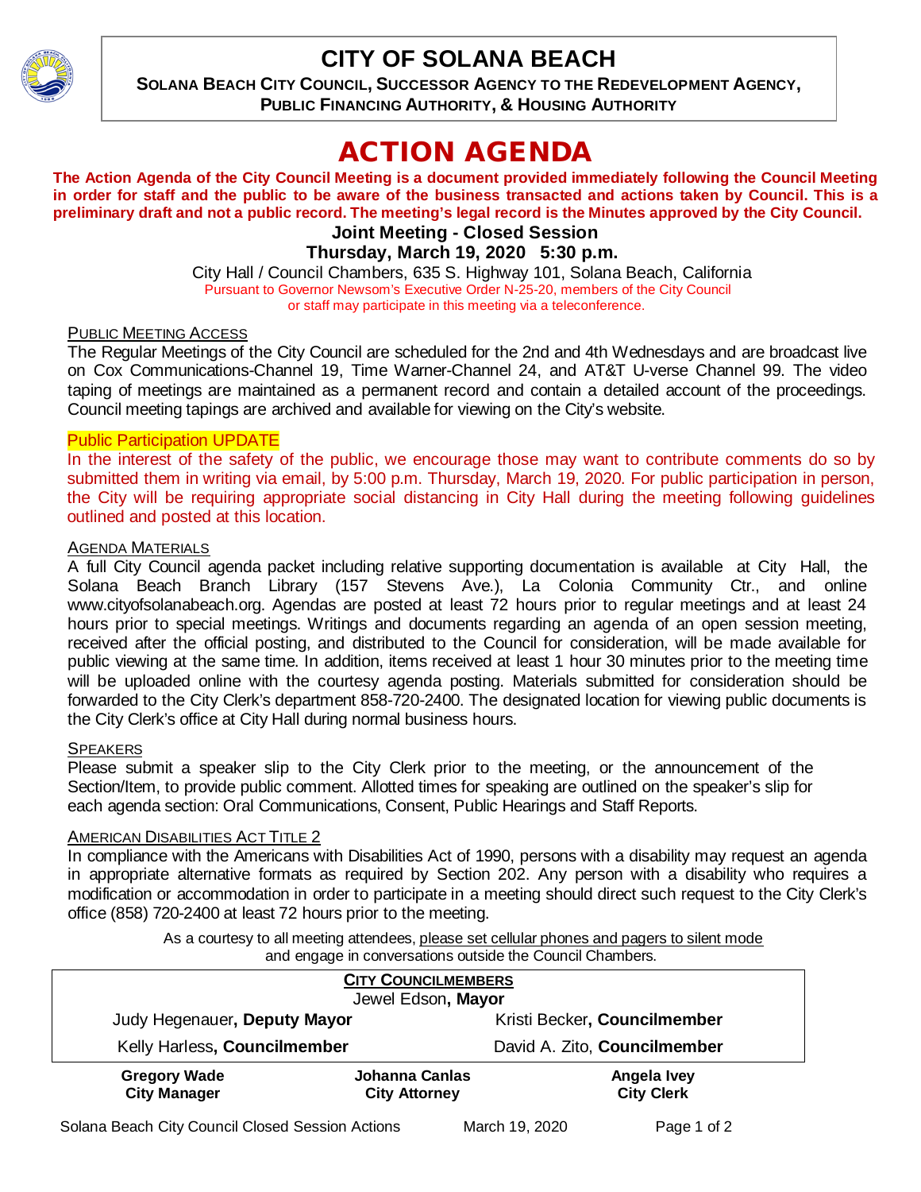# CITY OF SOLANA BEACH

**SOLANA BEACH CITY COUNCIL, SUCCESSOR AGENCY TO THE REDEVELOPMENT AGENCY, PUBLIC FINANCING AUTHORITY, & HOUSING AUTHORITY**

# ACTION AGENDA

**The Action Agenda of the City Council Meeting is a document provided immediately following the Council Meeting in order for staff and the public to be aware of the business transacted and actions taken by Council. This is a preliminary draft and not a public record. The meeting's legal record is the Minutes approved by the City Council.**

**Joint Meeting - Closed Session**

**Thursday, March 19, 2020 5:30 p.m.**

City Hall / Council Chambers, 635 S. Highway 101, Solana Beach, California

Pursuant to Governor Newsom's Executive Order N-25-20, members of the City Council or staff may participate in this meeting via a teleconference.

PUBLIC MEETING ACCESS

The Regular Meetings of the City Council are scheduled for the 2nd and 4th Wednesdays and are broadcast live on Cox Communications-Channel 19, Time Warner-Channel 24, and AT&T U-verse Channel 99. The video taping of meetings are maintained as a permanent record and contain a detailed account of the proceedings. Council meeting tapings are archived and available for viewing on the City's website.

Public Participation UPDATE

In the interest of the safety of the public, we encourage those may want to contribute comments do so by submitted them in writing via email, by 5:00 p.m. Thursday, March 19, 2020. For public participation in person, the City will be requiring appropriate social distancing in City Hall during the meeting following guidelines outlined and posted at this location.

AGENDA MATERIALS

A full City Council agenda packet including relative supporting documentation is available at City Hall, the Solana Beach Branch Library (157 Stevens Ave.), La Colonia Community Ctr., and online www.cityofsolanabeach.org. Agendas are posted at least 72 hours prior to regular meetings and at least 24 hours prior to special meetings. Writings and documents regarding an agenda of an open session meeting, received after the official posting, and distributed to the Council for consideration, will be made available for public viewing at the same time. In addition, items received at least 1 hour 30 minutes prior to the meeting time will be uploaded online with the courtesy agenda posting. Materials submitted for consideration should be forwarded to the City Clerk's department 858-720-2400. The designated location for viewing public documents is the City Clerk's office at City Hall during normal business hours.

SPEAKERS

Please submit a speaker slip to the City Clerk prior to the meeting, or the announcement of the Section/Item, to provide public comment. Allotted times for speaking are outlined on the speaker's slip for each agenda section: Oral Communications, Consent, Public Hearings and Staff Reports.

AMERICAN DISABILITIES ACT TITLE 2

In compliance with the Americans with Disabilities Act of 1990, persons with a disability may request an agenda in appropriate alternative formats as required by Section 202. Any person with a disability who requires a modification or accommodation in order to participate in a meeting should direct such request to the City Clerk's office (858) 720-2400 at least 72 hours prior to the meeting.

As a courtesy to all meeting attendees, please set cellular phones and pagers to silent mode and engage in conversations outside the Council Chambers.

**CITY COUNCILMEMBERS**

Jewel Edson, **Mayor**

| | |
|---|---|
| Judy Hegenauer, **Deputy Mayor** | Kristi Becker, **Councilmember** |
| Kelly Harless, **Councilmember** | David A. Zito, **Councilmember** |

| | | |
|---|---|---|
| **Gregory Wade** | **Johanna Canlas** | **Angela Ivey** |
| **City Manager** | **City Attorney** | **City Clerk** |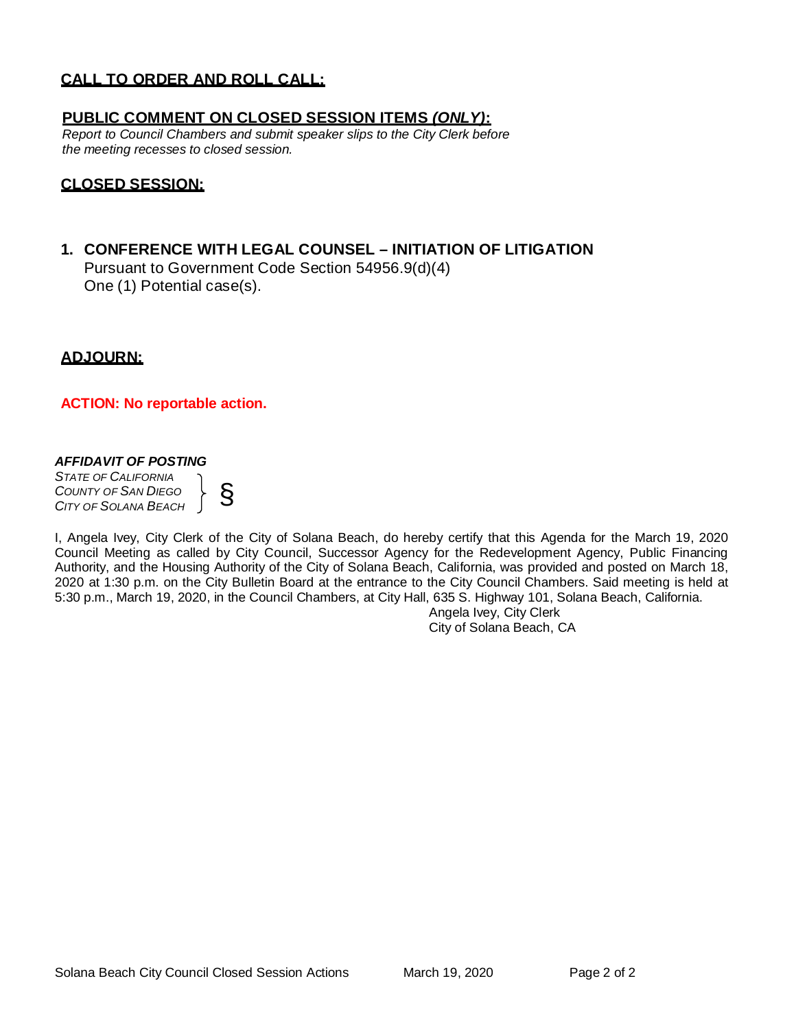## CALL TO ORDER AND ROLL CALL:

## PUBLIC COMMENT ON CLOSED SESSION ITEMS *(ONLY)*:

*Report to Council Chambers and submit speaker slips to the City Clerk before the meeting recesses to closed session.*

## CLOSED SESSION:

**1. CONFERENCE WITH LEGAL COUNSEL – INITIATION OF LITIGATION**
Pursuant to Government Code Section 54956.9(d)(4)
One (1) Potential case(s).

## ADJOURN:

**ACTION: No reportable action.**

***AFFIDAVIT OF POSTING***

*STATE OF CALIFORNIA*
*COUNTY OF SAN DIEGO* } §
*CITY OF SOLANA BEACH*

I, Angela Ivey, City Clerk of the City of Solana Beach, do hereby certify that this Agenda for the March 19, 2020 Council Meeting as called by City Council, Successor Agency for the Redevelopment Agency, Public Financing Authority, and the Housing Authority of the City of Solana Beach, California, was provided and posted on March 18, 2020 at 1:30 p.m. on the City Bulletin Board at the entrance to the City Council Chambers. Said meeting is held at 5:30 p.m., March 19, 2020, in the Council Chambers, at City Hall, 635 S. Highway 101, Solana Beach, California.

Angela Ivey, City Clerk
City of Solana Beach, CA